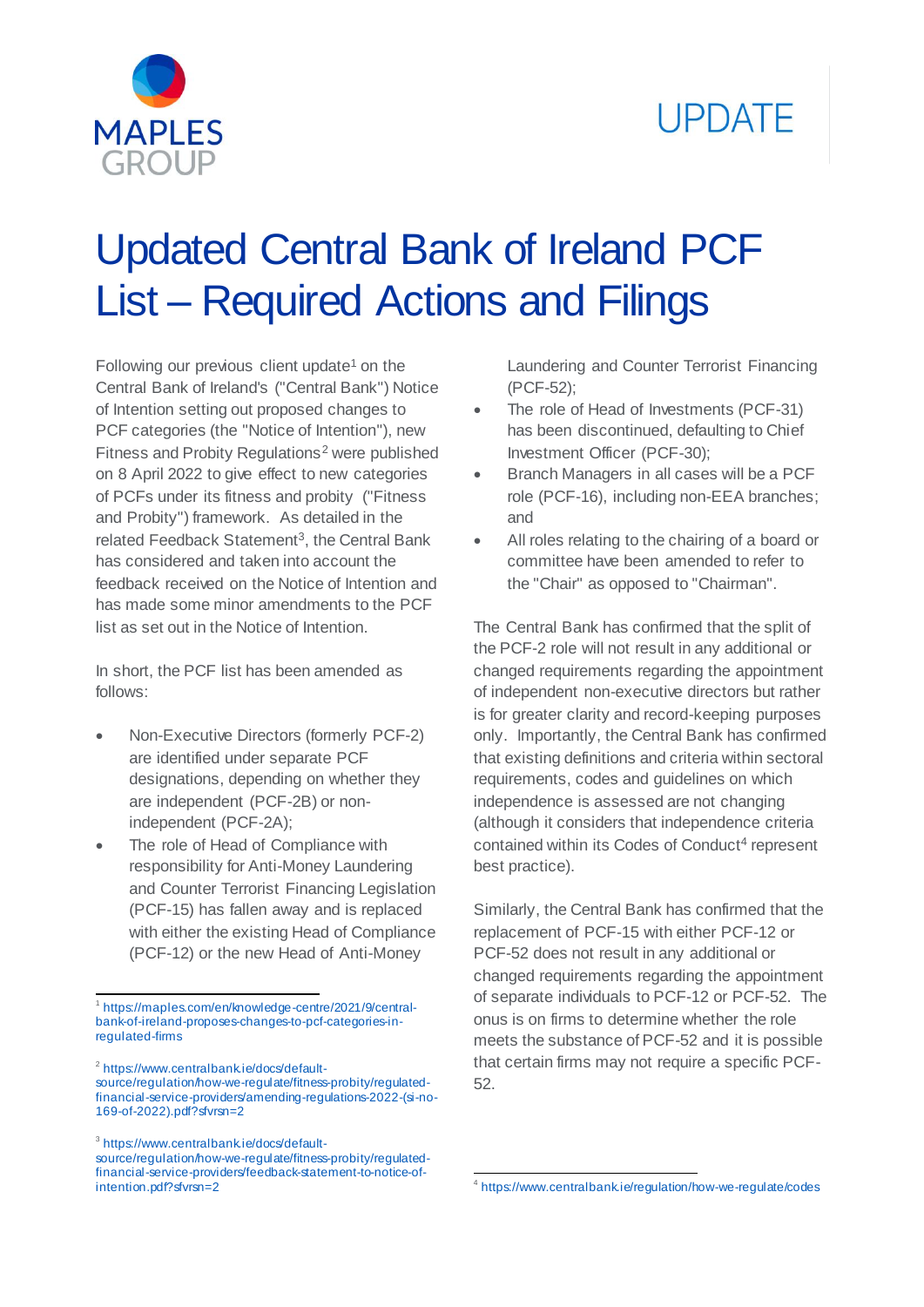MAPLES GROUP

UPDATE

# Updated Central Bank of Ireland PCF List – Required Actions and Filings

Following our previous client update[1] on the Central Bank of Ireland's ("Central Bank") Notice of Intention setting out proposed changes to PCF categories (the "Notice of Intention"), new Fitness and Probity Regulations[2] were published on 8 April 2022 to give effect to new categories of PCFs under its fitness and probity ("Fitness and Probity") framework. As detailed in the related Feedback Statement[3], the Central Bank has considered and taken into account the feedback received on the Notice of Intention and has made some minor amendments to the PCF list as set out in the Notice of Intention.

In short, the PCF list has been amended as follows:

- Non-Executive Directors (formerly PCF-2) are identified under separate PCF designations, depending on whether they are independent (PCF-2B) or non-independent (PCF-2A);
- The role of Head of Compliance with responsibility for Anti-Money Laundering and Counter Terrorist Financing Legislation (PCF-15) has fallen away and is replaced with either the existing Head of Compliance (PCF-12) or the new Head of Anti-Money Laundering and Counter Terrorist Financing (PCF-52);
- The role of Head of Investments (PCF-31) has been discontinued, defaulting to Chief Investment Officer (PCF-30);
- Branch Managers in all cases will be a PCF role (PCF-16), including non-EEA branches; and
- All roles relating to the chairing of a board or committee have been amended to refer to the "Chair" as opposed to "Chairman".

The Central Bank has confirmed that the split of the PCF-2 role will not result in any additional or changed requirements regarding the appointment of independent non-executive directors but rather is for greater clarity and record-keeping purposes only. Importantly, the Central Bank has confirmed that existing definitions and criteria within sectoral requirements, codes and guidelines on which independence is assessed are not changing (although it considers that independence criteria contained within its Codes of Conduct[4] represent best practice).

Similarly, the Central Bank has confirmed that the replacement of PCF-15 with either PCF-12 or PCF-52 does not result in any additional or changed requirements regarding the appointment of separate individuals to PCF-12 or PCF-52. The onus is on firms to determine whether the role meets the substance of PCF-52 and it is possible that certain firms may not require a specific PCF-52.

---

[1] https://maples.com/en/knowledge-centre/2021/9/central-bank-of-ireland-proposes-changes-to-pcf-categories-in-regulated-firms

[2] https://www.centralbank.ie/docs/default-source/regulation/how-we-regulate/fitness-probity/regulated-financial-service-providers/amending-regulations-2022-(si-no-169-of-2022).pdf?sfvrsn=2

[3] https://www.centralbank.ie/docs/default-source/regulation/how-we-regulate/fitness-probity/regulated-financial-service-providers/feedback-statement-to-notice-of-intention.pdf?sfvrsn=2

[4] https://www.centralbank.ie/regulation/how-we-regulate/codes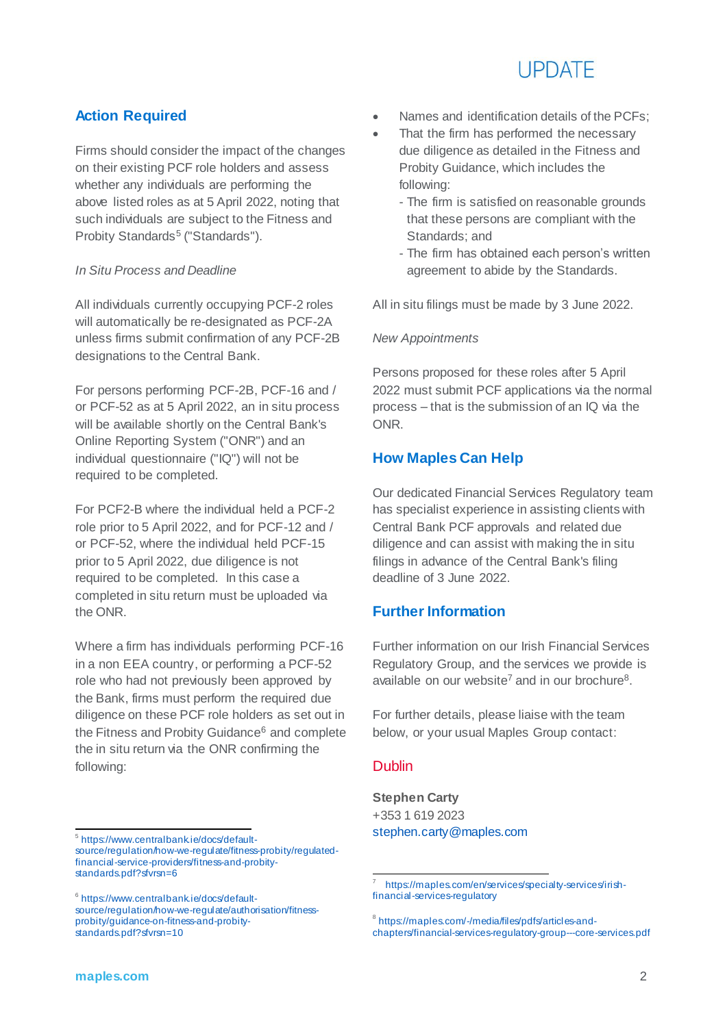## Action Required

Firms should consider the impact of the changes on their existing PCF role holders and assess whether any individuals are performing the above listed roles as at 5 April 2022, noting that such individuals are subject to the Fitness and Probity Standards[5] ("Standards").

*In Situ Process and Deadline*

All individuals currently occupying PCF-2 roles will automatically be re-designated as PCF-2A unless firms submit confirmation of any PCF-2B designations to the Central Bank.

For persons performing PCF-2B, PCF-16 and / or PCF-52 as at 5 April 2022, an in situ process will be available shortly on the Central Bank's Online Reporting System ("ONR") and an individual questionnaire ("IQ") will not be required to be completed.

For PCF2-B where the individual held a PCF-2 role prior to 5 April 2022, and for PCF-12 and / or PCF-52, where the individual held PCF-15 prior to 5 April 2022, due diligence is not required to be completed. In this case a completed in situ return must be uploaded via the ONR.

Where a firm has individuals performing PCF-16 in a non EEA country, or performing a PCF-52 role who had not previously been approved by the Bank, firms must perform the required due diligence on these PCF role holders as set out in the Fitness and Probity Guidance[6] and complete the in situ return via the ONR confirming the following:

- Names and identification details of the PCFs;
- That the firm has performed the necessary due diligence as detailed in the Fitness and Probity Guidance, which includes the following:
  - The firm is satisfied on reasonable grounds that these persons are compliant with the Standards; and
  - The firm has obtained each person's written agreement to abide by the Standards.

All in situ filings must be made by 3 June 2022.

*New Appointments*

Persons proposed for these roles after 5 April 2022 must submit PCF applications via the normal process – that is the submission of an IQ via the ONR.

## How Maples Can Help

Our dedicated Financial Services Regulatory team has specialist experience in assisting clients with Central Bank PCF approvals and related due diligence and can assist with making the in situ filings in advance of the Central Bank's filing deadline of 3 June 2022.

## Further Information

Further information on our Irish Financial Services Regulatory Group, and the services we provide is available on our website[7] and in our brochure[8].

For further details, please liaise with the team below, or your usual Maples Group contact:

### Dublin

**Stephen Carty**
+353 1 619 2023
stephen.carty@maples.com

---

[5] https://www.centralbank.ie/docs/default-source/regulation/how-we-regulate/fitness-probity/regulated-financial-service-providers/fitness-and-probity-standards.pdf?sfvrsn=6

[6] https://www.centralbank.ie/docs/default-source/regulation/how-we-regulate/authorisation/fitness-probity/guidance-on-fitness-and-probity-standards.pdf?sfvrsn=10

[7] https://maples.com/en/services/specialty-services/irish-financial-services-regulatory

[8] https://maples.com/-/media/files/pdfs/articles-and-chapters/financial-services-regulatory-group---core-services.pdf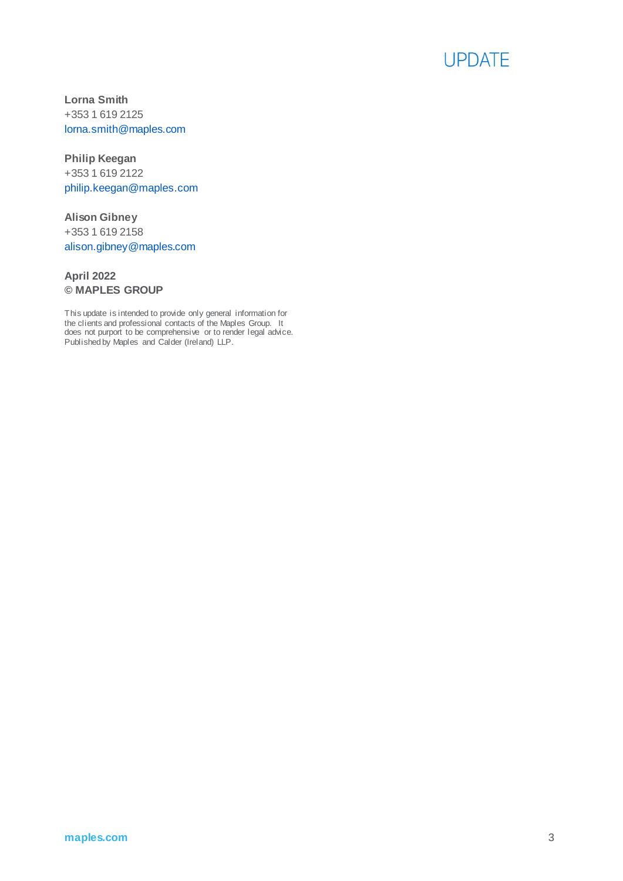**Lorna Smith**
+353 1 619 2125
lorna.smith@maples.com

**Philip Keegan**
+353 1 619 2122
philip.keegan@maples.com

**Alison Gibney**
+353 1 619 2158
alison.gibney@maples.com

**April 2022**
**© MAPLES GROUP**

This update is intended to provide only general information for the clients and professional contacts of the Maples Group. It does not purport to be comprehensive or to render legal advice. Published by Maples and Calder (Ireland) LLP.